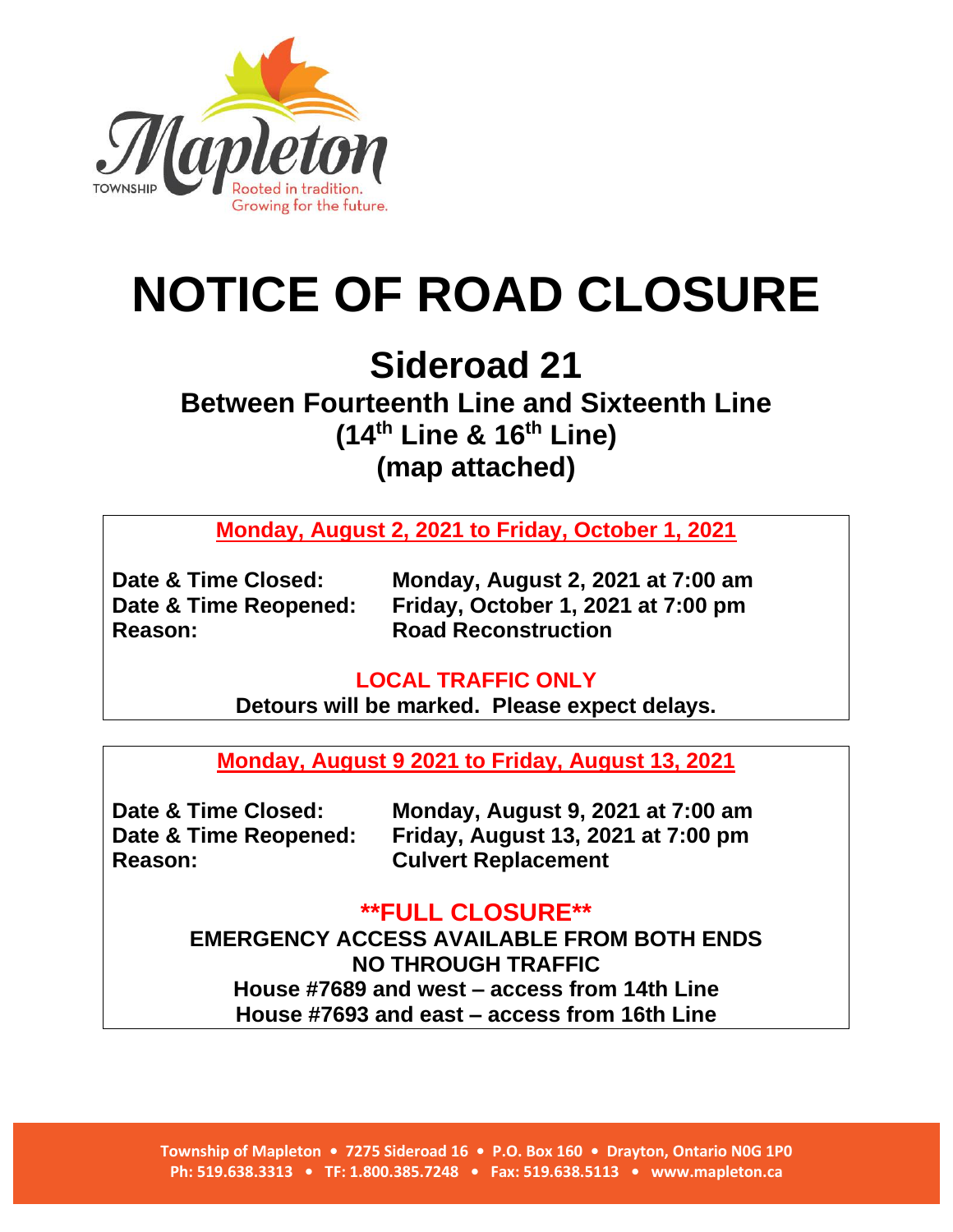# NOTICE OF ROAD CLOSURE

## Sideroad 21

### Between Fourteenth Line and Sixteenth Line
### ($14^{th}$ Line & $16^{th}$ Line)
### (map attached)

**Monday, August 2, 2021 to Friday, October 1, 2021**

**Date & Time Closed:** **Monday, August 2, 2021 at 7:00 am**
**Date & Time Reopened:** **Friday, October 1, 2021 at 7:00 pm**
**Reason:** **Road Reconstruction**

**LOCAL TRAFFIC ONLY**

**Detours will be marked. Please expect delays.**

**Monday, August 9 2021 to Friday, August 13, 2021**

**Date & Time Closed:** **Monday, August 9, 2021 at 7:00 am**
**Date & Time Reopened:** **Friday, August 13, 2021 at 7:00 pm**
**Reason:** **Culvert Replacement**

**\*\*FULL CLOSURE\*\***

**EMERGENCY ACCESS AVAILABLE FROM BOTH ENDS**
**NO THROUGH TRAFFIC**
**House #7689 and west – access from 14th Line**
**House #7693 and east – access from 16th Line**

Township of Mapleton • 7275 Sideroad 16 • P.O. Box 160 • Drayton, Ontario N0G 1P0
Ph: 519.638.3313 • TF: 1.800.385.7248 • Fax: 519.638.5113 • www.mapleton.ca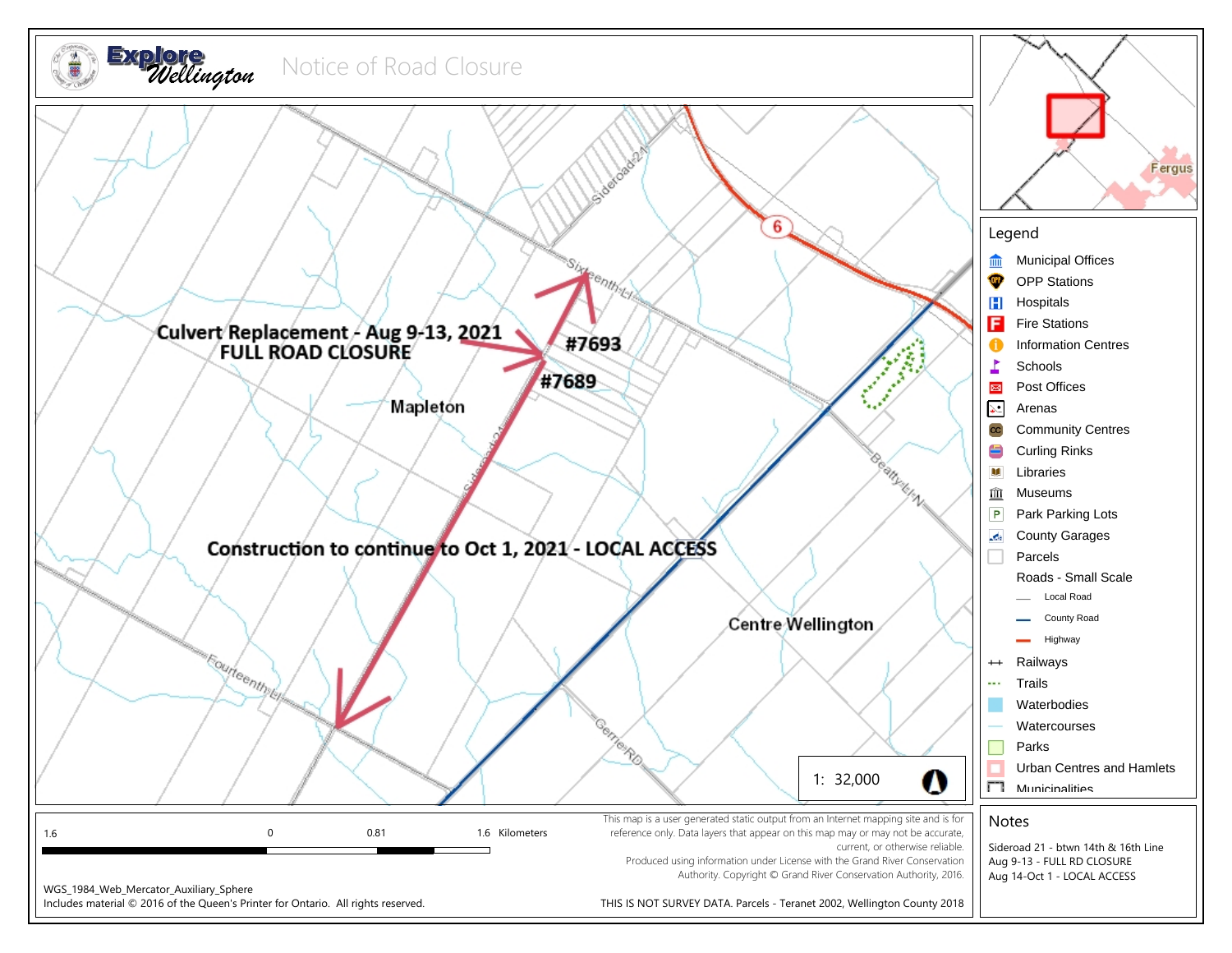# Notice of Road Closure

Explore Wellington

**Culvert Replacement - Aug 9-13, 2021**
**FULL ROAD CLOSURE**

**#7693**

**#7689**

**Mapleton**

**Construction to continue to Oct 1, 2021 - LOCAL ACCESS**

**Centre Wellington**

Sideroad 21

Sixteenth Li

Fourteenth Li

Beatty Li N

Gerrie RD

6

Fergus

1: 32,000

## Legend

- Municipal Offices
- OPP Stations
- Hospitals
- Fire Stations
- Information Centres
- Schools
- Post Offices
- Arenas
- Community Centres
- Curling Rinks
- Libraries
- Museums
- Park Parking Lots
- County Garages
- Parcels
- Roads - Small Scale
  - Local Road
  - County Road
  - Highway
- Railways
- Trails
- Waterbodies
- Watercourses
- Parks
- Urban Centres and Hamlets
- Municipalities

1.6 0 0.81 1.6 Kilometers

WGS_1984_Web_Mercator_Auxiliary_Sphere

Includes material © 2016 of the Queen's Printer for Ontario. All rights reserved.

This map is a user generated static output from an Internet mapping site and is for reference only. Data layers that appear on this map may or may not be accurate, current, or otherwise reliable.

Produced using information under License with the Grand River Conservation Authority. Copyright © Grand River Conservation Authority, 2016.

THIS IS NOT SURVEY DATA. Parcels - Teranet 2002, Wellington County 2018

## Notes

Sideroad 21 - btwn 14th & 16th Line

Aug 9-13 - FULL RD CLOSURE

Aug 14-Oct 1 - LOCAL ACCESS